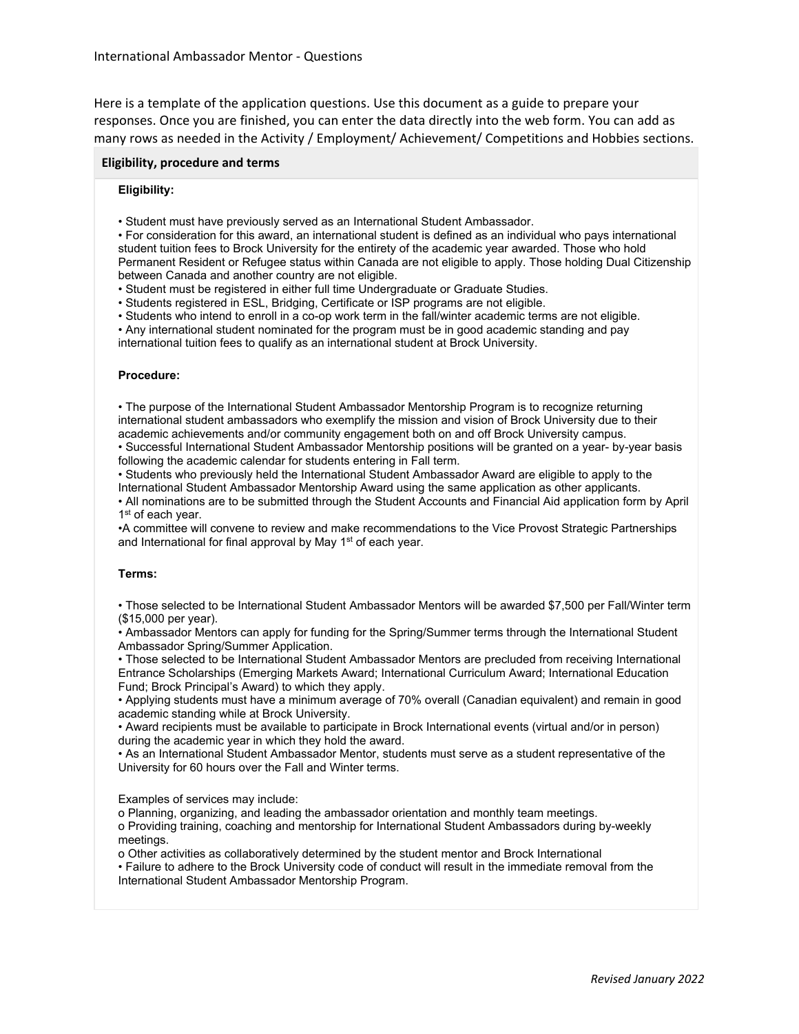International Ambassador Mentor - Questions

Here is a template of the application questions. Use this document as a guide to prepare your responses. Once you are finished, you can enter the data directly into the web form. You can add as many rows as needed in the Activity / Employment/ Achievement/ Competitions and Hobbies sections.

## Eligibility, procedure and terms

### Eligibility:

- Student must have previously served as an International Student Ambassador.
- For consideration for this award, an international student is defined as an individual who pays international student tuition fees to Brock University for the entirety of the academic year awarded. Those who hold Permanent Resident or Refugee status within Canada are not eligible to apply. Those holding Dual Citizenship between Canada and another country are not eligible.
- Student must be registered in either full time Undergraduate or Graduate Studies.
- Students registered in ESL, Bridging, Certificate or ISP programs are not eligible.
- Students who intend to enroll in a co-op work term in the fall/winter academic terms are not eligible.
- Any international student nominated for the program must be in good academic standing and pay international tuition fees to qualify as an international student at Brock University.

### Procedure:

- The purpose of the International Student Ambassador Mentorship Program is to recognize returning international student ambassadors who exemplify the mission and vision of Brock University due to their academic achievements and/or community engagement both on and off Brock University campus.
- Successful International Student Ambassador Mentorship positions will be granted on a year- by-year basis following the academic calendar for students entering in Fall term.
- Students who previously held the International Student Ambassador Award are eligible to apply to the International Student Ambassador Mentorship Award using the same application as other applicants.
- All nominations are to be submitted through the Student Accounts and Financial Aid application form by April 1st of each year.
- A committee will convene to review and make recommendations to the Vice Provost Strategic Partnerships and International for final approval by May 1st of each year.

### Terms:

- Those selected to be International Student Ambassador Mentors will be awarded $7,500 per Fall/Winter term ($15,000 per year).
- Ambassador Mentors can apply for funding for the Spring/Summer terms through the International Student Ambassador Spring/Summer Application.
- Those selected to be International Student Ambassador Mentors are precluded from receiving International Entrance Scholarships (Emerging Markets Award; International Curriculum Award; International Education Fund; Brock Principal's Award) to which they apply.
- Applying students must have a minimum average of 70% overall (Canadian equivalent) and remain in good academic standing while at Brock University.
- Award recipients must be available to participate in Brock International events (virtual and/or in person) during the academic year in which they hold the award.
- As an International Student Ambassador Mentor, students must serve as a student representative of the University for 60 hours over the Fall and Winter terms.

Examples of services may include:

- Planning, organizing, and leading the ambassador orientation and monthly team meetings.
- Providing training, coaching and mentorship for International Student Ambassadors during by-weekly meetings.
- Other activities as collaboratively determined by the student mentor and Brock International

- Failure to adhere to the Brock University code of conduct will result in the immediate removal from the International Student Ambassador Mentorship Program.

*Revised January 2022*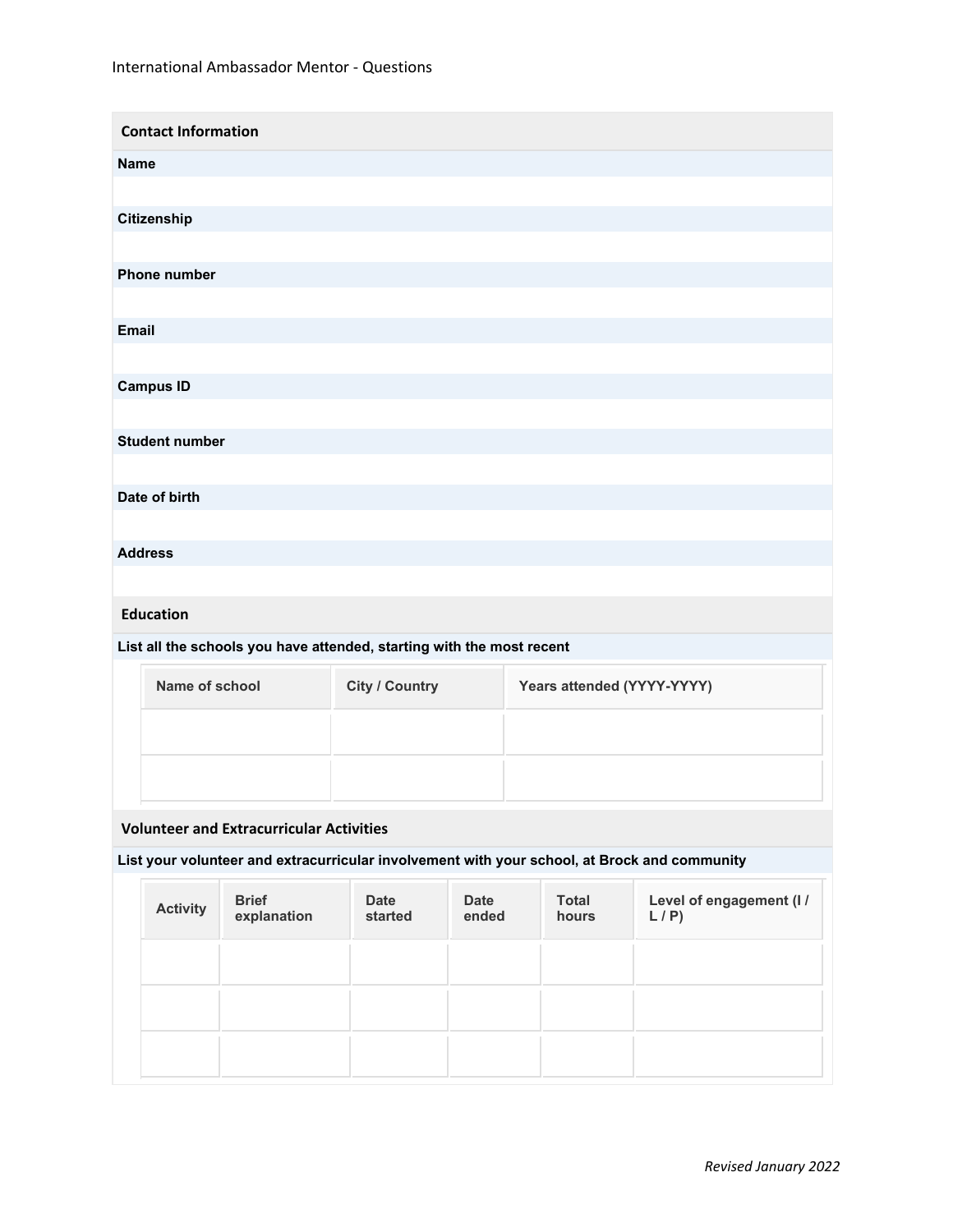International Ambassador Mentor - Questions

## Contact Information

**Name**

**Citizenship**

**Phone number**

**Email**

**Campus ID**

**Student number**

**Date of birth**

**Address**

## Education

**List all the schools you have attended, starting with the most recent**

| Name of school | City / Country | Years attended (YYYY-YYYY) |
| --- | --- | --- |
| | | |
| | | |

## Volunteer and Extracurricular Activities

**List your volunteer and extracurricular involvement with your school, at Brock and community**

| Activity | Brief explanation | Date started | Date ended | Total hours | Level of engagement (I / L / P) |
| --- | --- | --- | --- | --- | --- |
| | | | | | |
| | | | | | |
| | | | | | |

*Revised January 2022*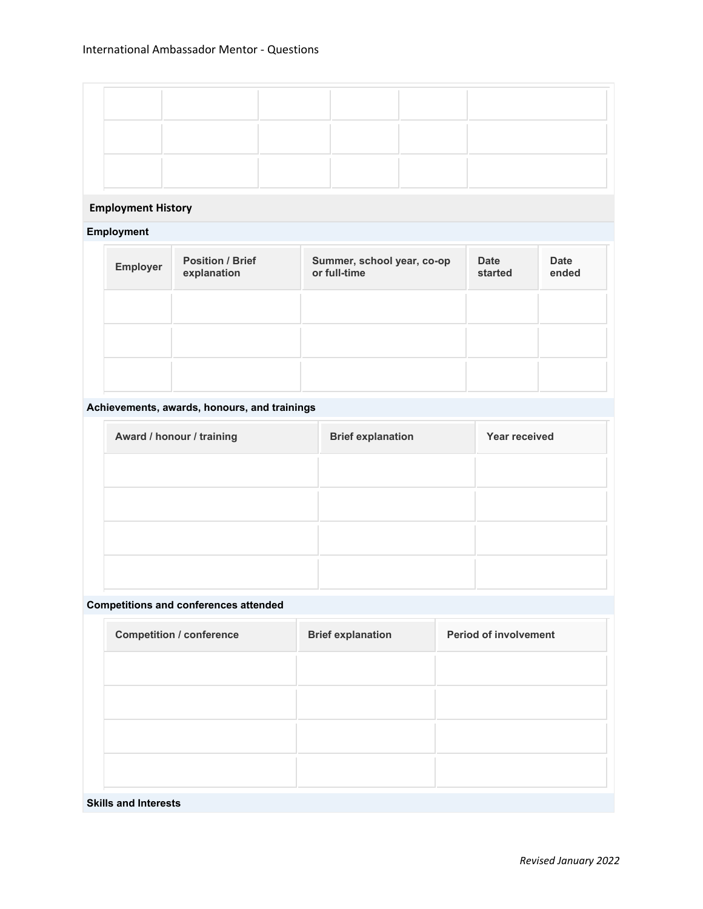|  |  |  |  |  |  |
|---|---|---|---|---|---|
|  |  |  |  |  |  |
|  |  |  |  |  |  |
|  |  |  |  |  |  |

## Employment History

### Employment

| Employer | Position / Brief explanation | Summer, school year, co-op or full-time | Date started | Date ended |
|---|---|---|---|---|
|  |  |  |  |  |
|  |  |  |  |  |
|  |  |  |  |  |

### Achievements, awards, honours, and trainings

| Award / honour / training | Brief explanation | Year received |
|---|---|---|
|  |  |  |
|  |  |  |
|  |  |  |
|  |  |  |

### Competitions and conferences attended

| Competition / conference | Brief explanation | Period of involvement |
|---|---|---|
|  |  |  |
|  |  |  |
|  |  |  |
|  |  |  |

### Skills and Interests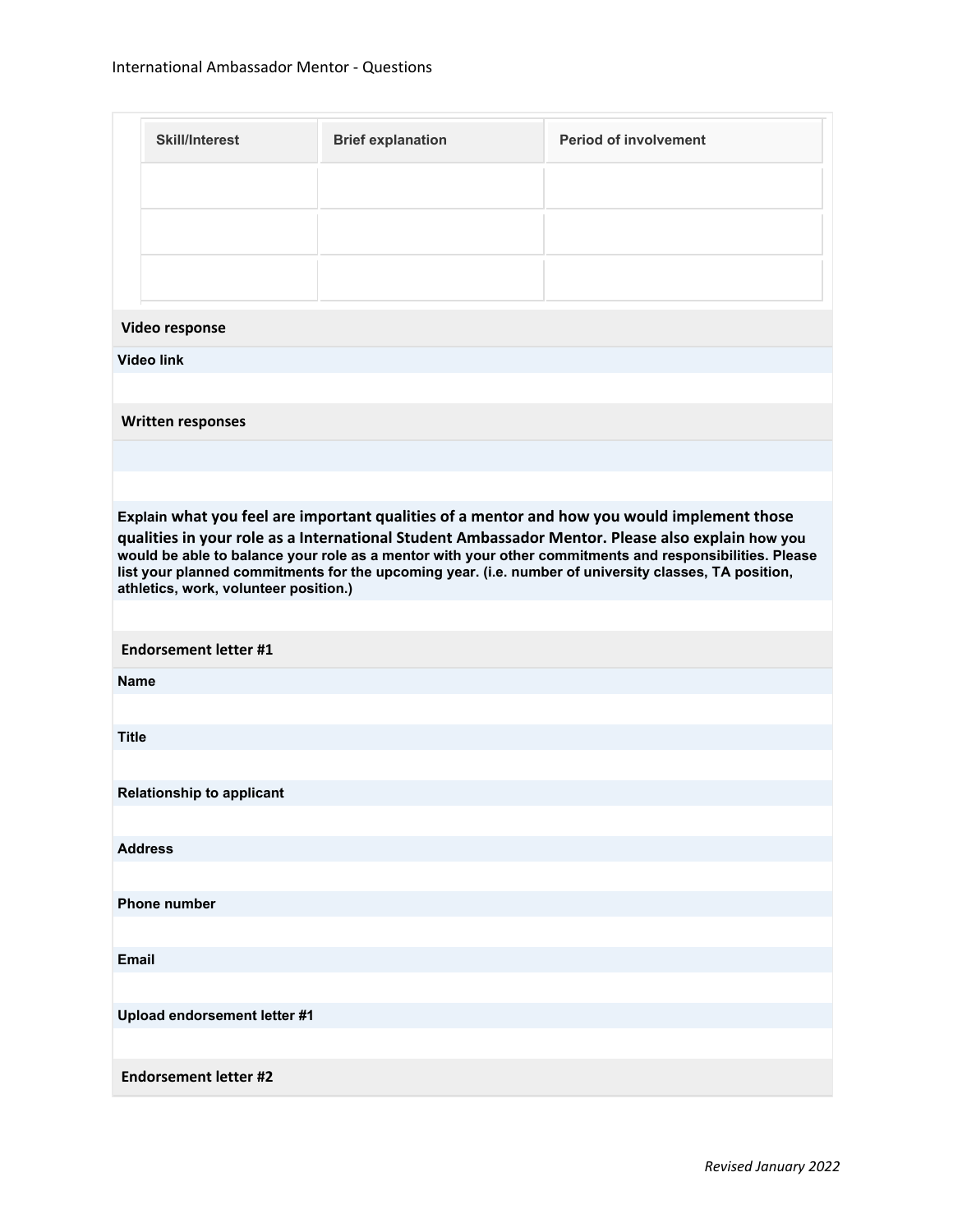| Skill/Interest | Brief explanation | Period of involvement |
|---|---|---|
| | | |
| | | |
| | | |

### Video response

**Video link**

### Written responses

**Explain what you feel are important qualities of a mentor and how you would implement those qualities in your role as a International Student Ambassador Mentor. Please also explain how you would be able to balance your role as a mentor with your other commitments and responsibilities. Please list your planned commitments for the upcoming year. (i.e. number of university classes, TA position, athletics, work, volunteer position.)**

### Endorsement letter #1

**Name**

**Title**

**Relationship to applicant**

**Address**

**Phone number**

**Email**

**Upload endorsement letter #1**

### Endorsement letter #2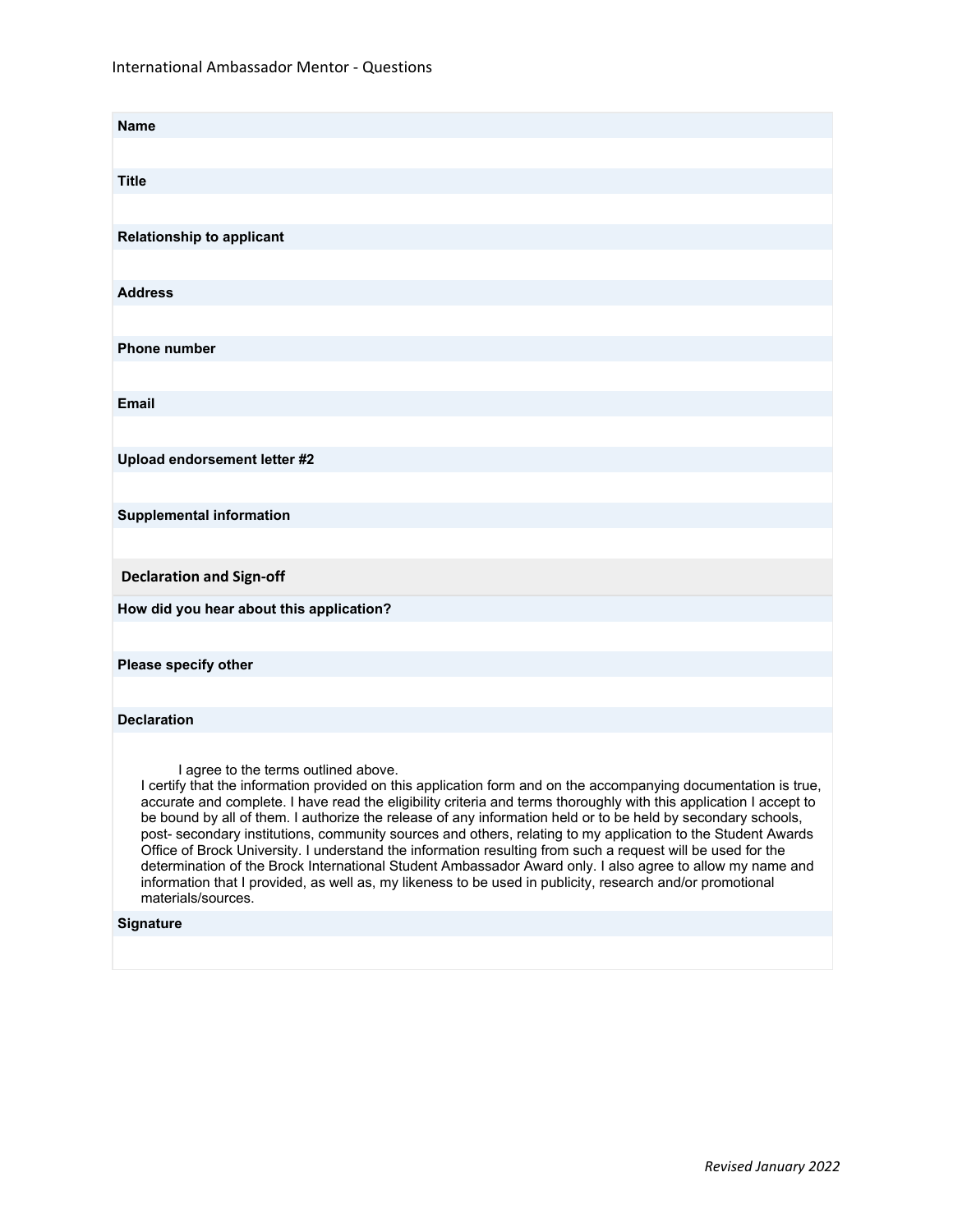International Ambassador Mentor - Questions

**Name**

**Title**

**Relationship to applicant**

**Address**

**Phone number**

**Email**

**Upload endorsement letter #2**

**Supplemental information**

## Declaration and Sign-off

**How did you hear about this application?**

**Please specify other**

**Declaration**

I agree to the terms outlined above.
I certify that the information provided on this application form and on the accompanying documentation is true, accurate and complete. I have read the eligibility criteria and terms thoroughly with this application I accept to be bound by all of them. I authorize the release of any information held or to be held by secondary schools, post- secondary institutions, community sources and others, relating to my application to the Student Awards Office of Brock University. I understand the information resulting from such a request will be used for the determination of the Brock International Student Ambassador Award only. I also agree to allow my name and information that I provided, as well as, my likeness to be used in publicity, research and/or promotional materials/sources.

**Signature**

*Revised January 2022*